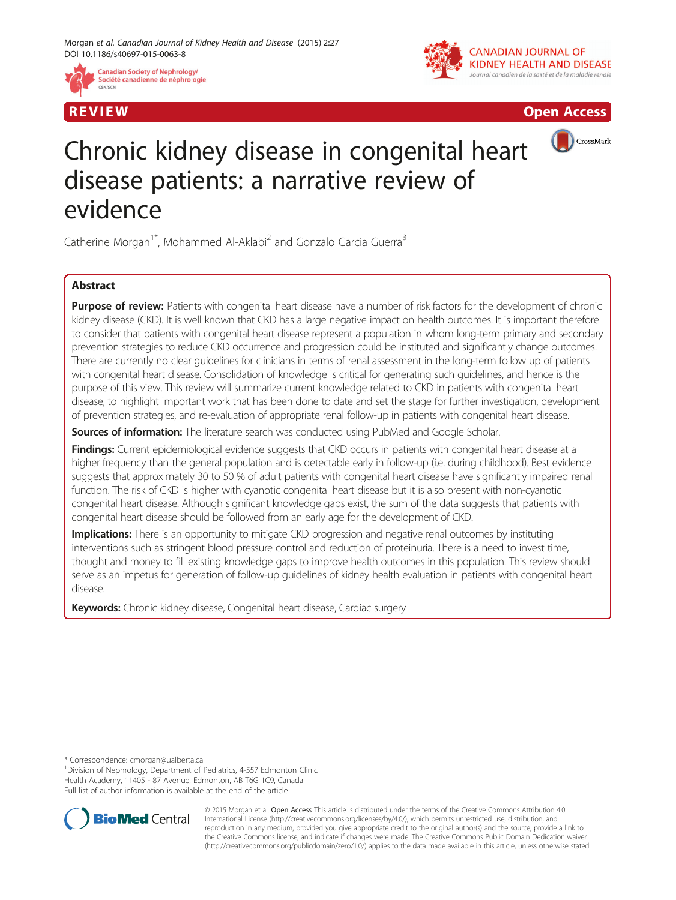REVIEW

Open Access

# Chronic kidney disease in congenital heart disease patients: a narrative review of evidence

Catherine Morgan[1*], Mohammed Al-Aklabi[2] and Gonzalo Garcia Guerra[3]

## Abstract

**Purpose of review:** Patients with congenital heart disease have a number of risk factors for the development of chronic kidney disease (CKD). It is well known that CKD has a large negative impact on health outcomes. It is important therefore to consider that patients with congenital heart disease represent a population in whom long-term primary and secondary prevention strategies to reduce CKD occurrence and progression could be instituted and significantly change outcomes. There are currently no clear guidelines for clinicians in terms of renal assessment in the long-term follow up of patients with congenital heart disease. Consolidation of knowledge is critical for generating such guidelines, and hence is the purpose of this view. This review will summarize current knowledge related to CKD in patients with congenital heart disease, to highlight important work that has been done to date and set the stage for further investigation, development of prevention strategies, and re-evaluation of appropriate renal follow-up in patients with congenital heart disease.

**Sources of information:** The literature search was conducted using PubMed and Google Scholar.

**Findings:** Current epidemiological evidence suggests that CKD occurs in patients with congenital heart disease at a higher frequency than the general population and is detectable early in follow-up (i.e. during childhood). Best evidence suggests that approximately 30 to 50 % of adult patients with congenital heart disease have significantly impaired renal function. The risk of CKD is higher with cyanotic congenital heart disease but it is also present with non-cyanotic congenital heart disease. Although significant knowledge gaps exist, the sum of the data suggests that patients with congenital heart disease should be followed from an early age for the development of CKD.

**Implications:** There is an opportunity to mitigate CKD progression and negative renal outcomes by instituting interventions such as stringent blood pressure control and reduction of proteinuria. There is a need to invest time, thought and money to fill existing knowledge gaps to improve health outcomes in this population. This review should serve as an impetus for generation of follow-up guidelines of kidney health evaluation in patients with congenital heart disease.

**Keywords:** Chronic kidney disease, Congenital heart disease, Cardiac surgery

---

* Correspondence: cmorgan@ualberta.ca
[1]Division of Nephrology, Department of Pediatrics, 4-557 Edmonton Clinic Health Academy, 11405 - 87 Avenue, Edmonton, AB T6G 1C9, Canada
Full list of author information is available at the end of the article

© 2015 Morgan et al. Open Access This article is distributed under the terms of the Creative Commons Attribution 4.0 International License (http://creativecommons.org/licenses/by/4.0/), which permits unrestricted use, distribution, and reproduction in any medium, provided you give appropriate credit to the original author(s) and the source, provide a link to the Creative Commons license, and indicate if changes were made. The Creative Commons Public Domain Dedication waiver (http://creativecommons.org/publicdomain/zero/1.0/) applies to the data made available in this article, unless otherwise stated.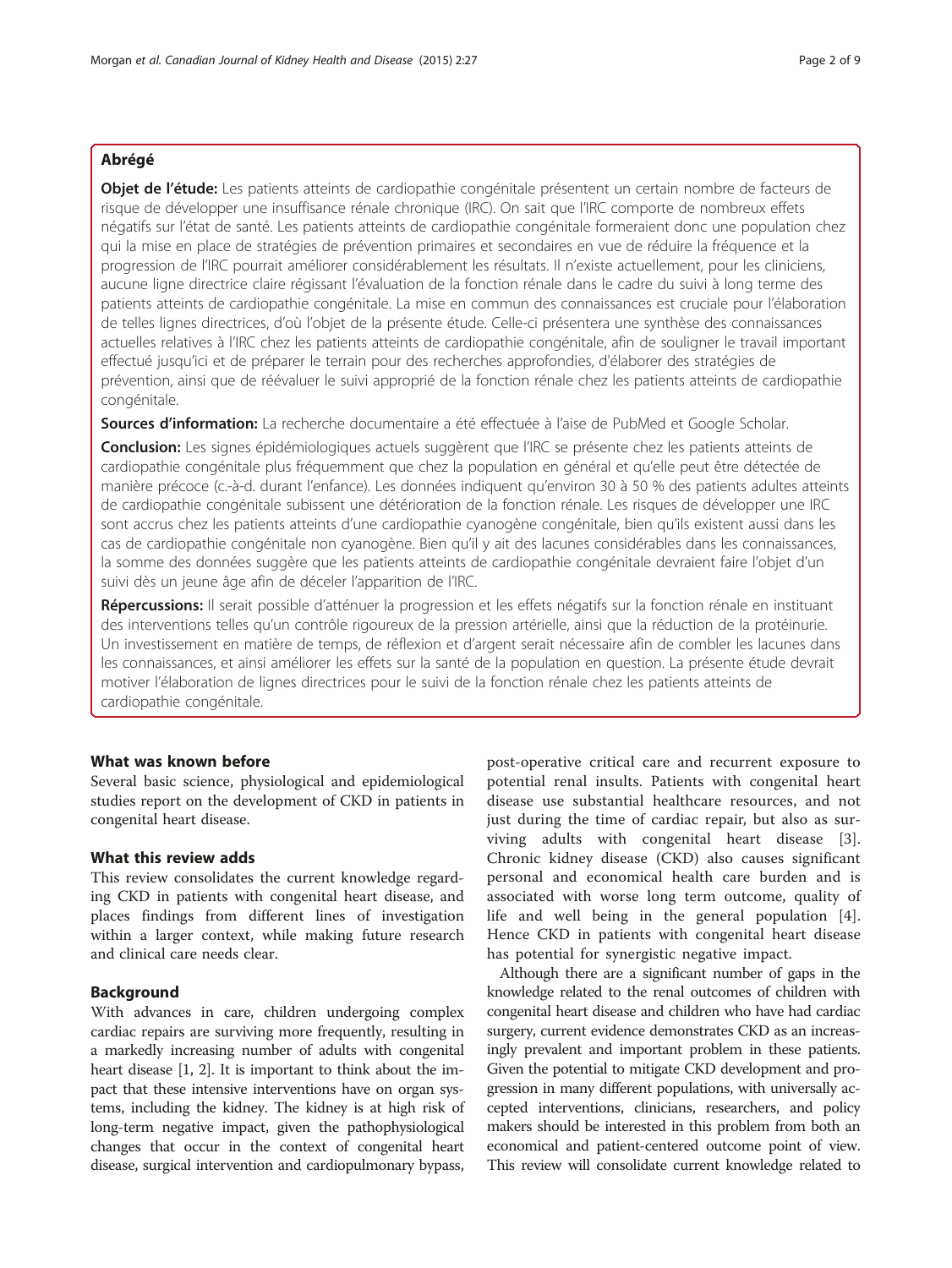## Abrégé

**Objet de l'étude:** Les patients atteints de cardiopathie congénitale présentent un certain nombre de facteurs de risque de développer une insuffisance rénale chronique (IRC). On sait que l'IRC comporte de nombreux effets négatifs sur l'état de santé. Les patients atteints de cardiopathie congénitale formeraient donc une population chez qui la mise en place de stratégies de prévention primaires et secondaires en vue de réduire la fréquence et la progression de l'IRC pourrait améliorer considérablement les résultats. Il n'existe actuellement, pour les cliniciens, aucune ligne directrice claire régissant l'évaluation de la fonction rénale dans le cadre du suivi à long terme des patients atteints de cardiopathie congénitale. La mise en commun des connaissances est cruciale pour l'élaboration de telles lignes directrices, d'où l'objet de la présente étude. Celle-ci présentera une synthèse des connaissances actuelles relatives à l'IRC chez les patients atteints de cardiopathie congénitale, afin de souligner le travail important effectué jusqu'ici et de préparer le terrain pour des recherches approfondies, d'élaborer des stratégies de prévention, ainsi que de réévaluer le suivi approprié de la fonction rénale chez les patients atteints de cardiopathie congénitale.

**Sources d'information:** La recherche documentaire a été effectuée à l'aise de PubMed et Google Scholar.

**Conclusion:** Les signes épidémiologiques actuels suggèrent que l'IRC se présente chez les patients atteints de cardiopathie congénitale plus fréquemment que chez la population en général et qu'elle peut être détectée de manière précoce (c.-à-d. durant l'enfance). Les données indiquent qu'environ 30 à 50 % des patients adultes atteints de cardiopathie congénitale subissent une détérioration de la fonction rénale. Les risques de développer une IRC sont accrus chez les patients atteints d'une cardiopathie cyanogène congénitale, bien qu'ils existent aussi dans les cas de cardiopathie congénitale non cyanogène. Bien qu'il y ait des lacunes considérables dans les connaissances, la somme des données suggère que les patients atteints de cardiopathie congénitale devraient faire l'objet d'un suivi dès un jeune âge afin de déceler l'apparition de l'IRC.

**Répercussions:** Il serait possible d'atténuer la progression et les effets négatifs sur la fonction rénale en instituant des interventions telles qu'un contrôle rigoureux de la pression artérielle, ainsi que la réduction de la protéinurie. Un investissement en matière de temps, de réflexion et d'argent serait nécessaire afin de combler les lacunes dans les connaissances, et ainsi améliorer les effets sur la santé de la population en question. La présente étude devrait motiver l'élaboration de lignes directrices pour le suivi de la fonction rénale chez les patients atteints de cardiopathie congénitale.

## What was known before

Several basic science, physiological and epidemiological studies report on the development of CKD in patients in congenital heart disease.

## What this review adds

This review consolidates the current knowledge regarding CKD in patients with congenital heart disease, and places findings from different lines of investigation within a larger context, while making future research and clinical care needs clear.

## Background

With advances in care, children undergoing complex cardiac repairs are surviving more frequently, resulting in a markedly increasing number of adults with congenital heart disease [1, 2]. It is important to think about the impact that these intensive interventions have on organ systems, including the kidney. The kidney is at high risk of long-term negative impact, given the pathophysiological changes that occur in the context of congenital heart disease, surgical intervention and cardiopulmonary bypass, post-operative critical care and recurrent exposure to potential renal insults. Patients with congenital heart disease use substantial healthcare resources, and not just during the time of cardiac repair, but also as surviving adults with congenital heart disease [3]. Chronic kidney disease (CKD) also causes significant personal and economical health care burden and is associated with worse long term outcome, quality of life and well being in the general population [4]. Hence CKD in patients with congenital heart disease has potential for synergistic negative impact.

Although there are a significant number of gaps in the knowledge related to the renal outcomes of children with congenital heart disease and children who have had cardiac surgery, current evidence demonstrates CKD as an increasingly prevalent and important problem in these patients. Given the potential to mitigate CKD development and progression in many different populations, with universally accepted interventions, clinicians, researchers, and policy makers should be interested in this problem from both an economical and patient-centered outcome point of view. This review will consolidate current knowledge related to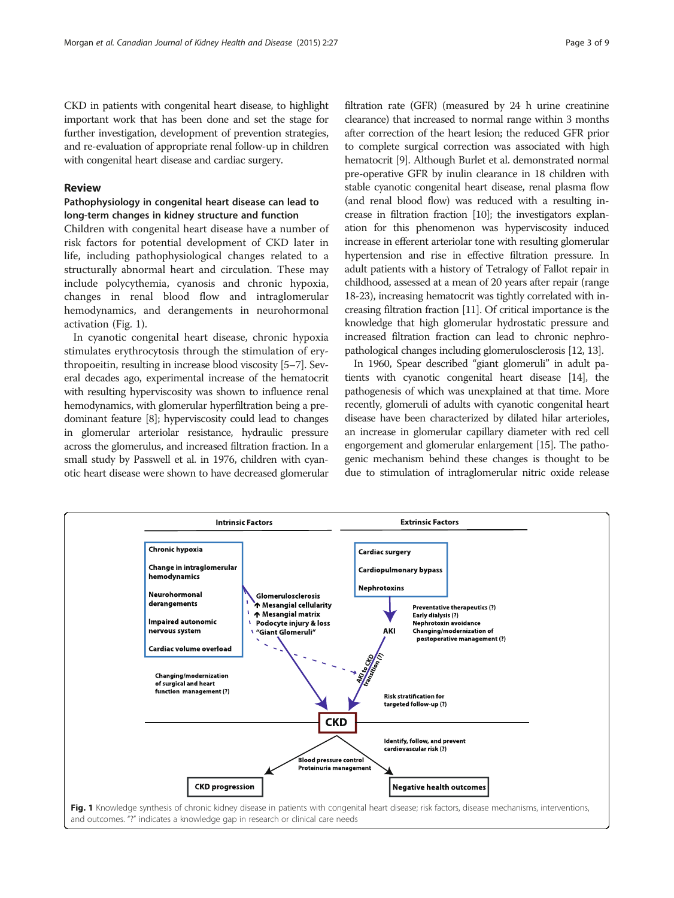CKD in patients with congenital heart disease, to highlight important work that has been done and set the stage for further investigation, development of prevention strategies, and re-evaluation of appropriate renal follow-up in children with congenital heart disease and cardiac surgery.

## Review

### Pathophysiology in congenital heart disease can lead to long-term changes in kidney structure and function

Children with congenital heart disease have a number of risk factors for potential development of CKD later in life, including pathophysiological changes related to a structurally abnormal heart and circulation. These may include polycythemia, cyanosis and chronic hypoxia, changes in renal blood flow and intraglomerular hemodynamics, and derangements in neurohormonal activation (Fig. 1).

In cyanotic congenital heart disease, chronic hypoxia stimulates erythrocytosis through the stimulation of erythropoeitin, resulting in increase blood viscosity [5–7]. Several decades ago, experimental increase of the hematocrit with resulting hyperviscosity was shown to influence renal hemodynamics, with glomerular hyperfiltration being a predominant feature [8]; hyperviscosity could lead to changes in glomerular arteriolar resistance, hydraulic pressure across the glomerulus, and increased filtration fraction. In a small study by Passwell et al. in 1976, children with cyanotic heart disease were shown to have decreased glomerular filtration rate (GFR) (measured by 24 h urine creatinine clearance) that increased to normal range within 3 months after correction of the heart lesion; the reduced GFR prior to complete surgical correction was associated with high hematocrit [9]. Although Burlet et al. demonstrated normal pre-operative GFR by inulin clearance in 18 children with stable cyanotic congenital heart disease, renal plasma flow (and renal blood flow) was reduced with a resulting increase in filtration fraction [10]; the investigators explanation for this phenomenon was hyperviscosity induced increase in efferent arteriolar tone with resulting glomerular hypertension and rise in effective filtration pressure. In adult patients with a history of Tetralogy of Fallot repair in childhood, assessed at a mean of 20 years after repair (range 18-23), increasing hematocrit was tightly correlated with increasing filtration fraction [11]. Of critical importance is the knowledge that high glomerular hydrostatic pressure and increased filtration fraction can lead to chronic nephropathological changes including glomerulosclerosis [12, 13].

In 1960, Spear described "giant glomeruli" in adult patients with cyanotic congenital heart disease [14], the pathogenesis of which was unexplained at that time. More recently, glomeruli of adults with cyanotic congenital heart disease have been characterized by dilated hilar arterioles, an increase in glomerular capillary diameter with red cell engorgement and glomerular enlargement [15]. The pathogenic mechanism behind these changes is thought to be due to stimulation of intraglomerular nitric oxide release

**Fig. 1** Knowledge synthesis of chronic kidney disease in patients with congenital heart disease; risk factors, disease mechanisms, interventions, and outcomes. "?" indicates a knowledge gap in research or clinical care needs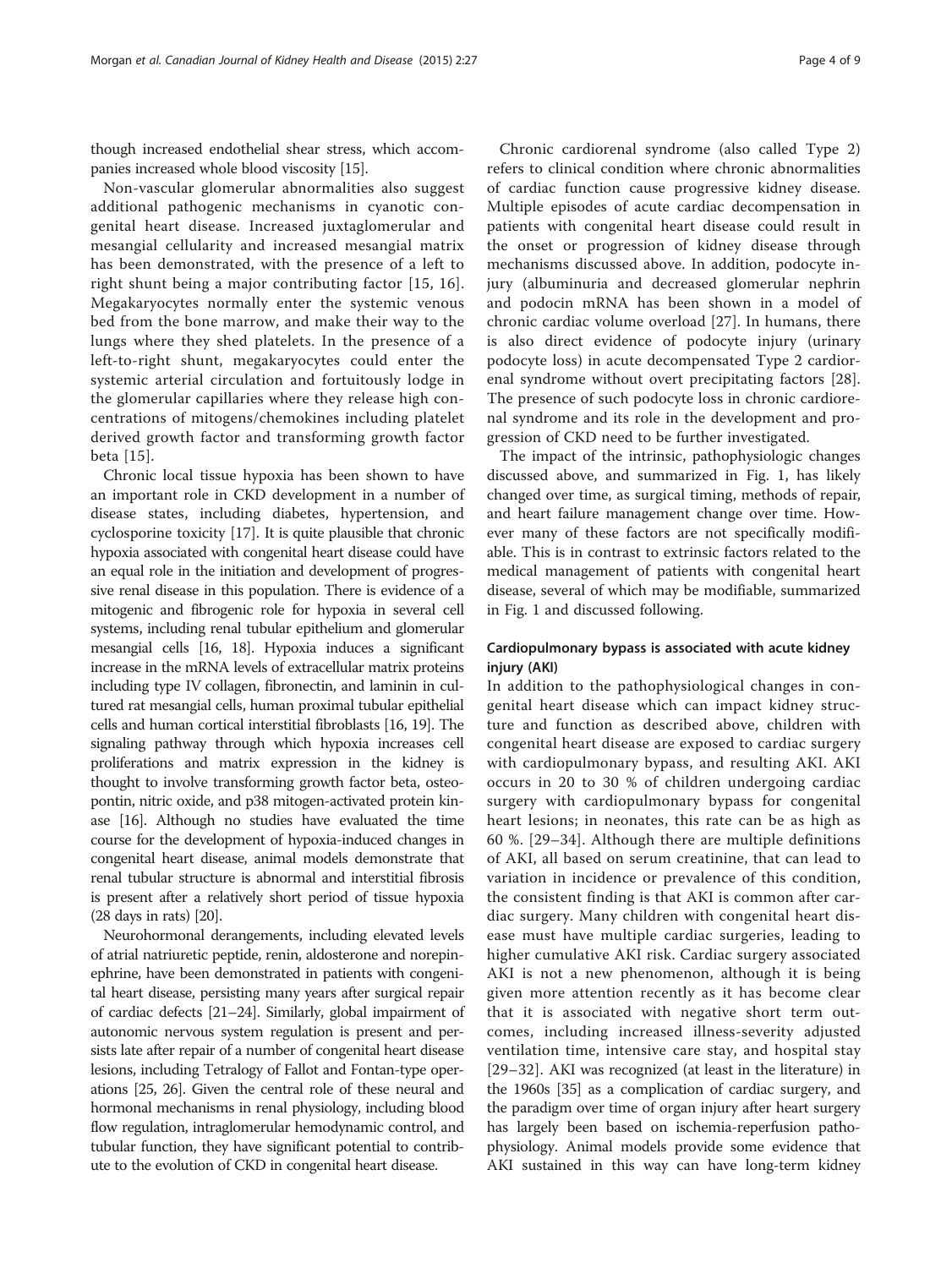though increased endothelial shear stress, which accompanies increased whole blood viscosity [15].

Non-vascular glomerular abnormalities also suggest additional pathogenic mechanisms in cyanotic congenital heart disease. Increased juxtaglomerular and mesangial cellularity and increased mesangial matrix has been demonstrated, with the presence of a left to right shunt being a major contributing factor [15, 16]. Megakaryocytes normally enter the systemic venous bed from the bone marrow, and make their way to the lungs where they shed platelets. In the presence of a left-to-right shunt, megakaryocytes could enter the systemic arterial circulation and fortuitously lodge in the glomerular capillaries where they release high concentrations of mitogens/chemokines including platelet derived growth factor and transforming growth factor beta [15].

Chronic local tissue hypoxia has been shown to have an important role in CKD development in a number of disease states, including diabetes, hypertension, and cyclosporine toxicity [17]. It is quite plausible that chronic hypoxia associated with congenital heart disease could have an equal role in the initiation and development of progressive renal disease in this population. There is evidence of a mitogenic and fibrogenic role for hypoxia in several cell systems, including renal tubular epithelium and glomerular mesangial cells [16, 18]. Hypoxia induces a significant increase in the mRNA levels of extracellular matrix proteins including type IV collagen, fibronectin, and laminin in cultured rat mesangial cells, human proximal tubular epithelial cells and human cortical interstitial fibroblasts [16, 19]. The signaling pathway through which hypoxia increases cell proliferations and matrix expression in the kidney is thought to involve transforming growth factor beta, osteopontin, nitric oxide, and p38 mitogen-activated protein kinase [16]. Although no studies have evaluated the time course for the development of hypoxia-induced changes in congenital heart disease, animal models demonstrate that renal tubular structure is abnormal and interstitial fibrosis is present after a relatively short period of tissue hypoxia (28 days in rats) [20].

Neurohormonal derangements, including elevated levels of atrial natriuretic peptide, renin, aldosterone and norepinephrine, have been demonstrated in patients with congenital heart disease, persisting many years after surgical repair of cardiac defects [21–24]. Similarly, global impairment of autonomic nervous system regulation is present and persists late after repair of a number of congenital heart disease lesions, including Tetralogy of Fallot and Fontan-type operations [25, 26]. Given the central role of these neural and hormonal mechanisms in renal physiology, including blood flow regulation, intraglomerular hemodynamic control, and tubular function, they have significant potential to contribute to the evolution of CKD in congenital heart disease.

Chronic cardiorenal syndrome (also called Type 2) refers to clinical condition where chronic abnormalities of cardiac function cause progressive kidney disease. Multiple episodes of acute cardiac decompensation in patients with congenital heart disease could result in the onset or progression of kidney disease through mechanisms discussed above. In addition, podocyte injury (albuminuria and decreased glomerular nephrin and podocin mRNA has been shown in a model of chronic cardiac volume overload [27]. In humans, there is also direct evidence of podocyte injury (urinary podocyte loss) in acute decompensated Type 2 cardiorenal syndrome without overt precipitating factors [28]. The presence of such podocyte loss in chronic cardiorenal syndrome and its role in the development and progression of CKD need to be further investigated.

The impact of the intrinsic, pathophysiologic changes discussed above, and summarized in Fig. 1, has likely changed over time, as surgical timing, methods of repair, and heart failure management change over time. However many of these factors are not specifically modifiable. This is in contrast to extrinsic factors related to the medical management of patients with congenital heart disease, several of which may be modifiable, summarized in Fig. 1 and discussed following.

### Cardiopulmonary bypass is associated with acute kidney injury (AKI)

In addition to the pathophysiological changes in congenital heart disease which can impact kidney structure and function as described above, children with congenital heart disease are exposed to cardiac surgery with cardiopulmonary bypass, and resulting AKI. AKI occurs in 20 to 30 % of children undergoing cardiac surgery with cardiopulmonary bypass for congenital heart lesions; in neonates, this rate can be as high as 60 %. [29–34]. Although there are multiple definitions of AKI, all based on serum creatinine, that can lead to variation in incidence or prevalence of this condition, the consistent finding is that AKI is common after cardiac surgery. Many children with congenital heart disease must have multiple cardiac surgeries, leading to higher cumulative AKI risk. Cardiac surgery associated AKI is not a new phenomenon, although it is being given more attention recently as it has become clear that it is associated with negative short term outcomes, including increased illness-severity adjusted ventilation time, intensive care stay, and hospital stay [29–32]. AKI was recognized (at least in the literature) in the 1960s [35] as a complication of cardiac surgery, and the paradigm over time of organ injury after heart surgery has largely been based on ischemia-reperfusion pathophysiology. Animal models provide some evidence that AKI sustained in this way can have long-term kidney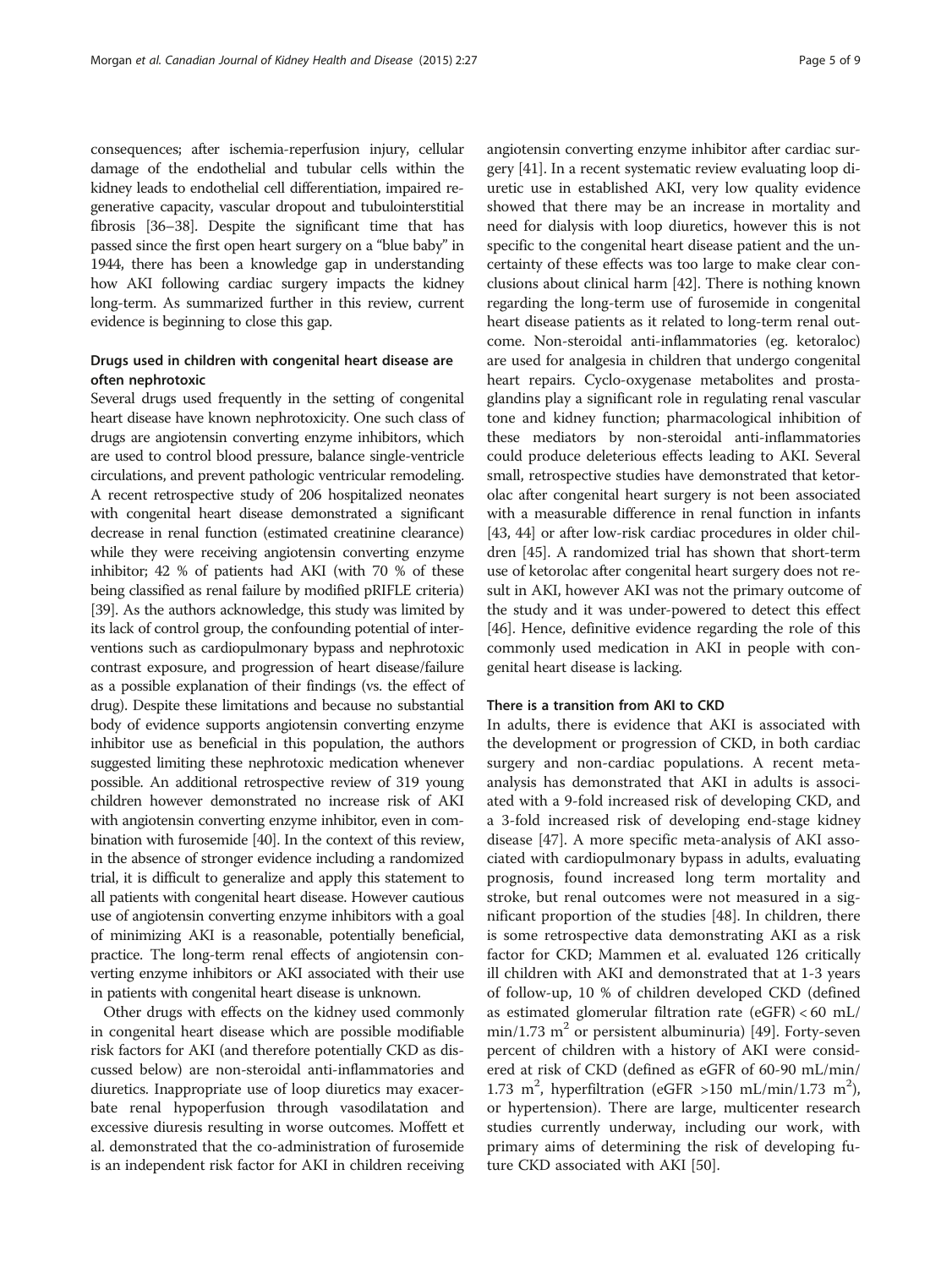consequences; after ischemia-reperfusion injury, cellular damage of the endothelial and tubular cells within the kidney leads to endothelial cell differentiation, impaired regenerative capacity, vascular dropout and tubulointerstitial fibrosis [36–38]. Despite the significant time that has passed since the first open heart surgery on a "blue baby" in 1944, there has been a knowledge gap in understanding how AKI following cardiac surgery impacts the kidney long-term. As summarized further in this review, current evidence is beginning to close this gap.

### Drugs used in children with congenital heart disease are often nephrotoxic

Several drugs used frequently in the setting of congenital heart disease have known nephrotoxicity. One such class of drugs are angiotensin converting enzyme inhibitors, which are used to control blood pressure, balance single-ventricle circulations, and prevent pathologic ventricular remodeling. A recent retrospective study of 206 hospitalized neonates with congenital heart disease demonstrated a significant decrease in renal function (estimated creatinine clearance) while they were receiving angiotensin converting enzyme inhibitor; 42 % of patients had AKI (with 70 % of these being classified as renal failure by modified pRIFLE criteria) [39]. As the authors acknowledge, this study was limited by its lack of control group, the confounding potential of interventions such as cardiopulmonary bypass and nephrotoxic contrast exposure, and progression of heart disease/failure as a possible explanation of their findings (vs. the effect of drug). Despite these limitations and because no substantial body of evidence supports angiotensin converting enzyme inhibitor use as beneficial in this population, the authors suggested limiting these nephrotoxic medication whenever possible. An additional retrospective review of 319 young children however demonstrated no increase risk of AKI with angiotensin converting enzyme inhibitor, even in combination with furosemide [40]. In the context of this review, in the absence of stronger evidence including a randomized trial, it is difficult to generalize and apply this statement to all patients with congenital heart disease. However cautious use of angiotensin converting enzyme inhibitors with a goal of minimizing AKI is a reasonable, potentially beneficial, practice. The long-term renal effects of angiotensin converting enzyme inhibitors or AKI associated with their use in patients with congenital heart disease is unknown.

Other drugs with effects on the kidney used commonly in congenital heart disease which are possible modifiable risk factors for AKI (and therefore potentially CKD as discussed below) are non-steroidal anti-inflammatories and diuretics. Inappropriate use of loop diuretics may exacerbate renal hypoperfusion through vasodilatation and excessive diuresis resulting in worse outcomes. Moffett et al. demonstrated that the co-administration of furosemide is an independent risk factor for AKI in children receiving angiotensin converting enzyme inhibitor after cardiac surgery [41]. In a recent systematic review evaluating loop diuretic use in established AKI, very low quality evidence showed that there may be an increase in mortality and need for dialysis with loop diuretics, however this is not specific to the congenital heart disease patient and the uncertainty of these effects was too large to make clear conclusions about clinical harm [42]. There is nothing known regarding the long-term use of furosemide in congenital heart disease patients as it related to long-term renal outcome. Non-steroidal anti-inflammatories (eg. ketoraloc) are used for analgesia in children that undergo congenital heart repairs. Cyclo-oxygenase metabolites and prostaglandins play a significant role in regulating renal vascular tone and kidney function; pharmacological inhibition of these mediators by non-steroidal anti-inflammatories could produce deleterious effects leading to AKI. Several small, retrospective studies have demonstrated that ketorolac after congenital heart surgery is not been associated with a measurable difference in renal function in infants [43, 44] or after low-risk cardiac procedures in older children [45]. A randomized trial has shown that short-term use of ketorolac after congenital heart surgery does not result in AKI, however AKI was not the primary outcome of the study and it was under-powered to detect this effect [46]. Hence, definitive evidence regarding the role of this commonly used medication in AKI in people with congenital heart disease is lacking.

### There is a transition from AKI to CKD

In adults, there is evidence that AKI is associated with the development or progression of CKD, in both cardiac surgery and non-cardiac populations. A recent meta-analysis has demonstrated that AKI in adults is associated with a 9-fold increased risk of developing CKD, and a 3-fold increased risk of developing end-stage kidney disease [47]. A more specific meta-analysis of AKI associated with cardiopulmonary bypass in adults, evaluating prognosis, found increased long term mortality and stroke, but renal outcomes were not measured in a significant proportion of the studies [48]. In children, there is some retrospective data demonstrating AKI as a risk factor for CKD; Mammen et al. evaluated 126 critically ill children with AKI and demonstrated that at 1-3 years of follow-up, 10 % of children developed CKD (defined as estimated glomerular filtration rate (eGFR) < 60 mL/min/1.73 $m^2$ or persistent albuminuria) [49]. Forty-seven percent of children with a history of AKI were considered at risk of CKD (defined as eGFR of 60-90 mL/min/1.73 $m^2$, hyperfiltration (eGFR >150 mL/min/1.73 $m^2$), or hypertension). There are large, multicenter research studies currently underway, including our work, with primary aims of determining the risk of developing future CKD associated with AKI [50].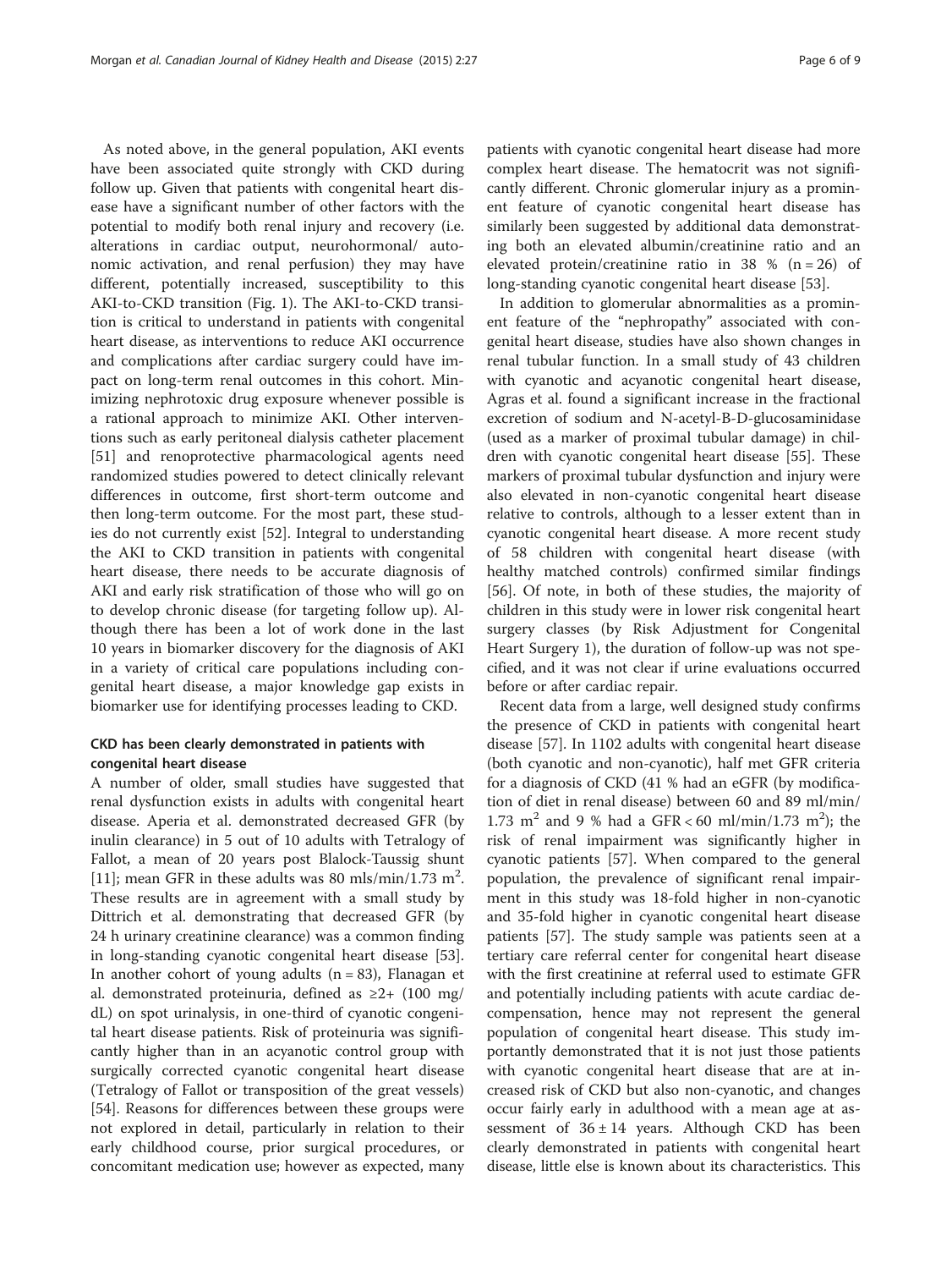As noted above, in the general population, AKI events have been associated quite strongly with CKD during follow up. Given that patients with congenital heart disease have a significant number of other factors with the potential to modify both renal injury and recovery (i.e. alterations in cardiac output, neurohormonal/ autonomic activation, and renal perfusion) they may have different, potentially increased, susceptibility to this AKI-to-CKD transition (Fig. 1). The AKI-to-CKD transition is critical to understand in patients with congenital heart disease, as interventions to reduce AKI occurrence and complications after cardiac surgery could have impact on long-term renal outcomes in this cohort. Minimizing nephrotoxic drug exposure whenever possible is a rational approach to minimize AKI. Other interventions such as early peritoneal dialysis catheter placement [51] and renoprotective pharmacological agents need randomized studies powered to detect clinically relevant differences in outcome, first short-term outcome and then long-term outcome. For the most part, these studies do not currently exist [52]. Integral to understanding the AKI to CKD transition in patients with congenital heart disease, there needs to be accurate diagnosis of AKI and early risk stratification of those who will go on to develop chronic disease (for targeting follow up). Although there has been a lot of work done in the last 10 years in biomarker discovery for the diagnosis of AKI in a variety of critical care populations including congenital heart disease, a major knowledge gap exists in biomarker use for identifying processes leading to CKD.

### CKD has been clearly demonstrated in patients with congenital heart disease

A number of older, small studies have suggested that renal dysfunction exists in adults with congenital heart disease. Aperia et al. demonstrated decreased GFR (by inulin clearance) in 5 out of 10 adults with Tetralogy of Fallot, a mean of 20 years post Blalock-Taussig shunt [11]; mean GFR in these adults was 80 mls/min/1.73 $m^2$. These results are in agreement with a small study by Dittrich et al. demonstrating that decreased GFR (by 24 h urinary creatinine clearance) was a common finding in long-standing cyanotic congenital heart disease [53]. In another cohort of young adults (n = 83), Flanagan et al. demonstrated proteinuria, defined as ≥2+ (100 mg/dL) on spot urinalysis, in one-third of cyanotic congenital heart disease patients. Risk of proteinuria was significantly higher than in an acyanotic control group with surgically corrected cyanotic congenital heart disease (Tetralogy of Fallot or transposition of the great vessels) [54]. Reasons for differences between these groups were not explored in detail, particularly in relation to their early childhood course, prior surgical procedures, or concomitant medication use; however as expected, many patients with cyanotic congenital heart disease had more complex heart disease. The hematocrit was not significantly different. Chronic glomerular injury as a prominent feature of cyanotic congenital heart disease has similarly been suggested by additional data demonstrating both an elevated albumin/creatinine ratio and an elevated protein/creatinine ratio in 38 % (n = 26) of long-standing cyanotic congenital heart disease [53].

In addition to glomerular abnormalities as a prominent feature of the "nephropathy" associated with congenital heart disease, studies have also shown changes in renal tubular function. In a small study of 43 children with cyanotic and acyanotic congenital heart disease, Agras et al. found a significant increase in the fractional excretion of sodium and N-acetyl-B-D-glucosaminidase (used as a marker of proximal tubular damage) in children with cyanotic congenital heart disease [55]. These markers of proximal tubular dysfunction and injury were also elevated in non-cyanotic congenital heart disease relative to controls, although to a lesser extent than in cyanotic congenital heart disease. A more recent study of 58 children with congenital heart disease (with healthy matched controls) confirmed similar findings [56]. Of note, in both of these studies, the majority of children in this study were in lower risk congenital heart surgery classes (by Risk Adjustment for Congenital Heart Surgery 1), the duration of follow-up was not specified, and it was not clear if urine evaluations occurred before or after cardiac repair.

Recent data from a large, well designed study confirms the presence of CKD in patients with congenital heart disease [57]. In 1102 adults with congenital heart disease (both cyanotic and non-cyanotic), half met GFR criteria for a diagnosis of CKD (41 % had an eGFR (by modification of diet in renal disease) between 60 and 89 ml/min/1.73 $m^2$ and 9 % had a GFR < 60 ml/min/1.73 $m^2$); the risk of renal impairment was significantly higher in cyanotic patients [57]. When compared to the general population, the prevalence of significant renal impairment in this study was 18-fold higher in non-cyanotic and 35-fold higher in cyanotic congenital heart disease patients [57]. The study sample was patients seen at a tertiary care referral center for congenital heart disease with the first creatinine at referral used to estimate GFR and potentially including patients with acute cardiac decompensation, hence may not represent the general population of congenital heart disease. This study importantly demonstrated that it is not just those patients with cyanotic congenital heart disease that are at increased risk of CKD but also non-cyanotic, and changes occur fairly early in adulthood with a mean age at assessment of 36 ± 14 years. Although CKD has been clearly demonstrated in patients with congenital heart disease, little else is known about its characteristics. This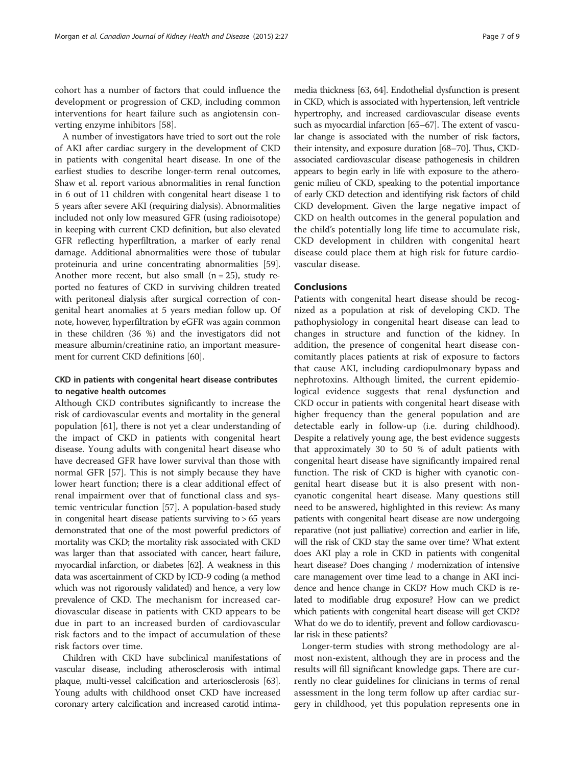cohort has a number of factors that could influence the development or progression of CKD, including common interventions for heart failure such as angiotensin converting enzyme inhibitors [58].

A number of investigators have tried to sort out the role of AKI after cardiac surgery in the development of CKD in patients with congenital heart disease. In one of the earliest studies to describe longer-term renal outcomes, Shaw et al. report various abnormalities in renal function in 6 out of 11 children with congenital heart disease 1 to 5 years after severe AKI (requiring dialysis). Abnormalities included not only low measured GFR (using radioisotope) in keeping with current CKD definition, but also elevated GFR reflecting hyperfiltration, a marker of early renal damage. Additional abnormalities were those of tubular proteinuria and urine concentrating abnormalities [59]. Another more recent, but also small ($n = 25$), study reported no features of CKD in surviving children treated with peritoneal dialysis after surgical correction of congenital heart anomalies at 5 years median follow up. Of note, however, hyperfiltration by eGFR was again common in these children (36 %) and the investigators did not measure albumin/creatinine ratio, an important measurement for current CKD definitions [60].

### CKD in patients with congenital heart disease contributes to negative health outcomes

Although CKD contributes significantly to increase the risk of cardiovascular events and mortality in the general population [61], there is not yet a clear understanding of the impact of CKD in patients with congenital heart disease. Young adults with congenital heart disease who have decreased GFR have lower survival than those with normal GFR [57]. This is not simply because they have lower heart function; there is a clear additional effect of renal impairment over that of functional class and systemic ventricular function [57]. A population-based study in congenital heart disease patients surviving to > 65 years demonstrated that one of the most powerful predictors of mortality was CKD; the mortality risk associated with CKD was larger than that associated with cancer, heart failure, myocardial infarction, or diabetes [62]. A weakness in this data was ascertainment of CKD by ICD-9 coding (a method which was not rigorously validated) and hence, a very low prevalence of CKD. The mechanism for increased cardiovascular disease in patients with CKD appears to be due in part to an increased burden of cardiovascular risk factors and to the impact of accumulation of these risk factors over time.

Children with CKD have subclinical manifestations of vascular disease, including atherosclerosis with intimal plaque, multi-vessel calcification and arteriosclerosis [63]. Young adults with childhood onset CKD have increased coronary artery calcification and increased carotid intima-media thickness [63, 64]. Endothelial dysfunction is present in CKD, which is associated with hypertension, left ventricle hypertrophy, and increased cardiovascular disease events such as myocardial infarction [65–67]. The extent of vascular change is associated with the number of risk factors, their intensity, and exposure duration [68–70]. Thus, CKD-associated cardiovascular disease pathogenesis in children appears to begin early in life with exposure to the atherogenic milieu of CKD, speaking to the potential importance of early CKD detection and identifying risk factors of child CKD development. Given the large negative impact of CKD on health outcomes in the general population and the child's potentially long life time to accumulate risk, CKD development in children with congenital heart disease could place them at high risk for future cardiovascular disease.

## Conclusions

Patients with congenital heart disease should be recognized as a population at risk of developing CKD. The pathophysiology in congenital heart disease can lead to changes in structure and function of the kidney. In addition, the presence of congenital heart disease concomitantly places patients at risk of exposure to factors that cause AKI, including cardiopulmonary bypass and nephrotoxins. Although limited, the current epidemiological evidence suggests that renal dysfunction and CKD occur in patients with congenital heart disease with higher frequency than the general population and are detectable early in follow-up (i.e. during childhood). Despite a relatively young age, the best evidence suggests that approximately 30 to 50 % of adult patients with congenital heart disease have significantly impaired renal function. The risk of CKD is higher with cyanotic congenital heart disease but it is also present with non-cyanotic congenital heart disease. Many questions still need to be answered, highlighted in this review: As many patients with congenital heart disease are now undergoing reparative (not just palliative) correction and earlier in life, will the risk of CKD stay the same over time? What extent does AKI play a role in CKD in patients with congenital heart disease? Does changing / modernization of intensive care management over time lead to a change in AKI incidence and hence change in CKD? How much CKD is related to modifiable drug exposure? How can we predict which patients with congenital heart disease will get CKD? What do we do to identify, prevent and follow cardiovascular risk in these patients?

Longer-term studies with strong methodology are almost non-existent, although they are in process and the results will fill significant knowledge gaps. There are currently no clear guidelines for clinicians in terms of renal assessment in the long term follow up after cardiac surgery in childhood, yet this population represents one in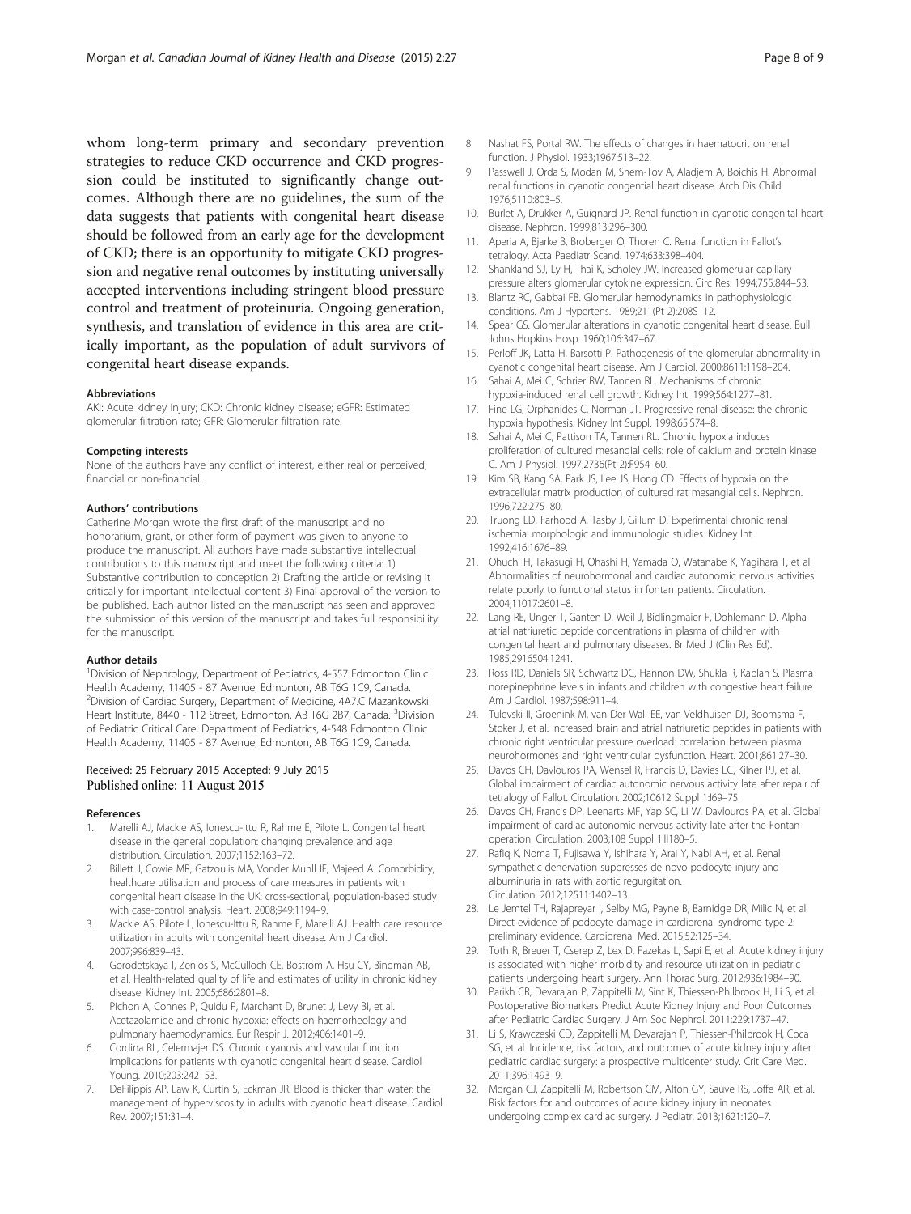whom long-term primary and secondary prevention strategies to reduce CKD occurrence and CKD progression could be instituted to significantly change outcomes. Although there are no guidelines, the sum of the data suggests that patients with congenital heart disease should be followed from an early age for the development of CKD; there is an opportunity to mitigate CKD progression and negative renal outcomes by instituting universally accepted interventions including stringent blood pressure control and treatment of proteinuria. Ongoing generation, synthesis, and translation of evidence in this area are critically important, as the population of adult survivors of congenital heart disease expands.

#### Abbreviations

AKI: Acute kidney injury; CKD: Chronic kidney disease; eGFR: Estimated glomerular filtration rate; GFR: Glomerular filtration rate.

#### Competing interests

None of the authors have any conflict of interest, either real or perceived, financial or non-financial.

#### Authors' contributions

Catherine Morgan wrote the first draft of the manuscript and no honorarium, grant, or other form of payment was given to anyone to produce the manuscript. All authors have made substantive intellectual contributions to this manuscript and meet the following criteria: 1) Substantive contribution to conception 2) Drafting the article or revising it critically for important intellectual content 3) Final approval of the version to be published. Each author listed on the manuscript has seen and approved the submission of this version of the manuscript and takes full responsibility for the manuscript.

#### Author details

[1]Division of Nephrology, Department of Pediatrics, 4-557 Edmonton Clinic Health Academy, 11405 - 87 Avenue, Edmonton, AB T6G 1C9, Canada. [2]Division of Cardiac Surgery, Department of Medicine, 4A7.C Mazankowski Heart Institute, 8440 - 112 Street, Edmonton, AB T6G 2B7, Canada. [3]Division of Pediatric Critical Care, Department of Pediatrics, 4-548 Edmonton Clinic Health Academy, 11405 - 87 Avenue, Edmonton, AB T6G 1C9, Canada.

Received: 25 February 2015 Accepted: 9 July 2015
Published online: 11 August 2015

#### References

1. Marelli AJ, Mackie AS, Ionescu-Ittu R, Rahme E, Pilote L. Congenital heart disease in the general population: changing prevalence and age distribution. Circulation. 2007;1152:163–72.
2. Billett J, Cowie MR, Gatzoulis MA, Vonder Muhll IF, Majeed A. Comorbidity, healthcare utilisation and process of care measures in patients with congenital heart disease in the UK: cross-sectional, population-based study with case-control analysis. Heart. 2008;949:1194–9.
3. Mackie AS, Pilote L, Ionescu-Ittu R, Rahme E, Marelli AJ. Health care resource utilization in adults with congenital heart disease. Am J Cardiol. 2007;996:839–43.
4. Gorodetskaya I, Zenios S, McCulloch CE, Bostrom A, Hsu CY, Bindman AB, et al. Health-related quality of life and estimates of utility in chronic kidney disease. Kidney Int. 2005;686:2801–8.
5. Pichon A, Connes P, Quidu P, Marchant D, Brunet J, Levy BI, et al. Acetazolamide and chronic hypoxia: effects on haemorheology and pulmonary haemodynamics. Eur Respir J. 2012;406:1401–9.
6. Cordina RL, Celermajer DS. Chronic cyanosis and vascular function: implications for patients with cyanotic congenital heart disease. Cardiol Young. 2010;203:242–53.
7. DeFilippis AP, Law K, Curtis S, Eckman JR. Blood is thicker than water: the management of hyperviscosity in adults with cyanotic heart disease. Cardiol Rev. 2007;151:31–4.
8. Nashat FS, Portal RW. The effects of changes in haematocrit on renal function. J Physiol. 1933;1967:513–22.
9. Passwell J, Orda S, Modan M, Shem-Tov A, Aladjem A, Boichis H. Abnormal renal functions in cyanotic congential heart disease. Arch Dis Child. 1976;5110:803–5.
10. Burlet A, Drukker A, Guignard JP. Renal function in cyanotic congenital heart disease. Nephron. 1999;813:296–300.
11. Aperia A, Bjarke B, Broberger O, Thoren C. Renal function in Fallot's tetralogy. Acta Paediatr Scand. 1974;633:398–404.
12. Shankland SJ, Ly H, Thai K, Scholey JW. Increased glomerular capillary pressure alters glomerular cytokine expression. Circ Res. 1994;755:844–53.
13. Blantz RC, Gabbai FB. Glomerular hemodynamics in pathophysiologic conditions. Am J Hypertens. 1989;211(Pt 2):208S–12.
14. Spear GS. Glomerular alterations in cyanotic congenital heart disease. Bull Johns Hopkins Hosp. 1960;106:347–67.
15. Perloff JK, Latta H, Barsotti P. Pathogenesis of the glomerular abnormality in cyanotic congenital heart disease. Am J Cardiol. 2000;8611:1198–204.
16. Sahai A, Mei C, Schrier RW, Tannen RL. Mechanisms of chronic hypoxia-induced renal cell growth. Kidney Int. 1999;564:1277–81.
17. Fine LG, Orphanides C, Norman JT. Progressive renal disease: the chronic hypoxia hypothesis. Kidney Int Suppl. 1998;65:S74–8.
18. Sahai A, Mei C, Pattison TA, Tannen RL. Chronic hypoxia induces proliferation of cultured mesangial cells: role of calcium and protein kinase C. Am J Physiol. 1997;2736(Pt 2):F954–60.
19. Kim SB, Kang SA, Park JS, Lee JS, Hong CD. Effects of hypoxia on the extracellular matrix production of cultured rat mesangial cells. Nephron. 1996;722:275–80.
20. Truong LD, Farhood A, Tasby J, Gillum D. Experimental chronic renal ischemia: morphologic and immunologic studies. Kidney Int. 1992;416:1676–89.
21. Ohuchi H, Takasugi H, Ohashi H, Yamada O, Watanabe K, Yagihara T, et al. Abnormalities of neurohormonal and cardiac autonomic nervous activities relate poorly to functional status in fontan patients. Circulation. 2004;11017:2601–8.
22. Lang RE, Unger T, Ganten D, Weil J, Bidlingmaier F, Dohlemann D. Alpha atrial natriuretic peptide concentrations in plasma of children with congenital heart and pulmonary diseases. Br Med J (Clin Res Ed). 1985;2916504:1241.
23. Ross RD, Daniels SR, Schwartz DC, Hannon DW, Shukla R, Kaplan S. Plasma norepinephrine levels in infants and children with congestive heart failure. Am J Cardiol. 1987;598:911–4.
24. Tulevski II, Groenink M, van Der Wall EE, van Veldhuisen DJ, Boomsma F, Stoker J, et al. Increased brain and atrial natriuretic peptides in patients with chronic right ventricular pressure overload: correlation between plasma neurohormones and right ventricular dysfunction. Heart. 2001;861:27–30.
25. Davos CH, Davlouros PA, Wensel R, Francis D, Davies LC, Kilner PJ, et al. Global impairment of cardiac autonomic nervous activity late after repair of tetralogy of Fallot. Circulation. 2002;10612 Suppl 1:I69–75.
26. Davos CH, Francis DP, Leenarts MF, Yap SC, Li W, Davlouros PA, et al. Global impairment of cardiac autonomic nervous activity late after the Fontan operation. Circulation. 2003;108 Suppl 1:II180–5.
27. Rafiq K, Noma T, Fujisawa Y, Ishihara Y, Arai Y, Nabi AH, et al. Renal sympathetic denervation suppresses de novo podocyte injury and albuminuria in rats with aortic regurgitation. Circulation. 2012;12511:1402–13.
28. Le Jemtel TH, Rajapreyar I, Selby MG, Payne B, Barnidge DR, Milic N, et al. Direct evidence of podocyte damage in cardiorenal syndrome type 2: preliminary evidence. Cardiorenal Med. 2015;52:125–34.
29. Toth R, Breuer T, Cserep Z, Lex D, Fazekas L, Sapi E, et al. Acute kidney injury is associated with higher morbidity and resource utilization in pediatric patients undergoing heart surgery. Ann Thorac Surg. 2012;936:1984–90.
30. Parikh CR, Devarajan P, Zappitelli M, Sint K, Thiessen-Philbrook H, Li S, et al. Postoperative Biomarkers Predict Acute Kidney Injury and Poor Outcomes after Pediatric Cardiac Surgery. J Am Soc Nephrol. 2011;229:1737–47.
31. Li S, Krawczeski CD, Zappitelli M, Devarajan P, Thiessen-Philbrook H, Coca SG, et al. Incidence, risk factors, and outcomes of acute kidney injury after pediatric cardiac surgery: a prospective multicenter study. Crit Care Med. 2011;396:1493–9.
32. Morgan CJ, Zappitelli M, Robertson CM, Alton GY, Sauve RS, Joffe AR, et al. Risk factors for and outcomes of acute kidney injury in neonates undergoing complex cardiac surgery. J Pediatr. 2013;1621:120–7.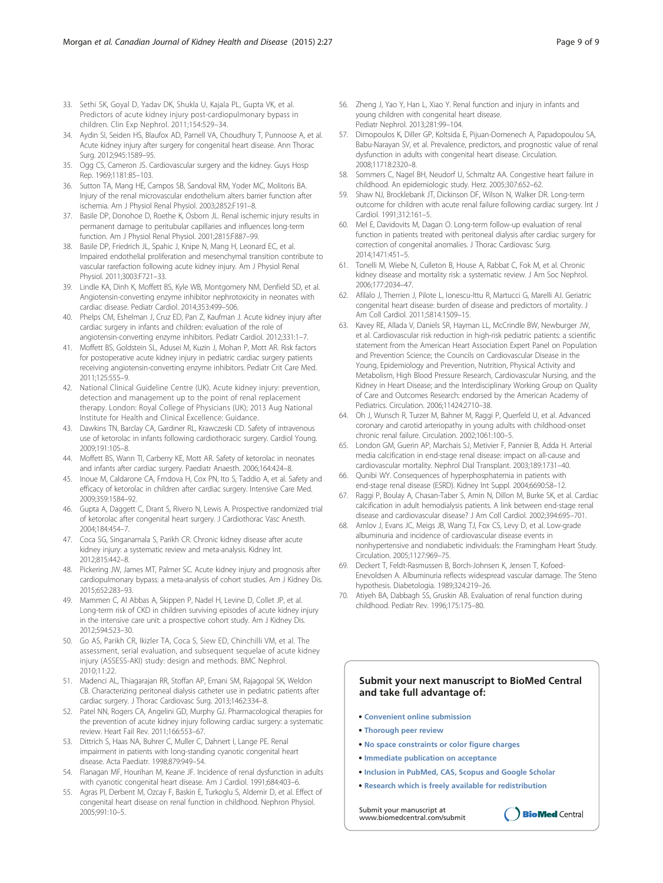33. Sethi SK, Goyal D, Yadav DK, Shukla U, Kajala PL, Gupta VK, et al. Predictors of acute kidney injury post-cardiopulmonary bypass in children. Clin Exp Nephrol. 2011;154:529–34.
34. Aydin SI, Seiden HS, Blaufox AD, Parnell VA, Choudhury T, Punnoose A, et al. Acute kidney injury after surgery for congenital heart disease. Ann Thorac Surg. 2012;945:1589–95.
35. Ogg CS, Cameron JS. Cardiovascular surgery and the kidney. Guys Hosp Rep. 1969;1181:85–103.
36. Sutton TA, Mang HE, Campos SB, Sandoval RM, Yoder MC, Molitoris BA. Injury of the renal microvascular endothelium alters barrier function after ischemia. Am J Physiol Renal Physiol. 2003;2852:F191–8.
37. Basile DP, Donohoe D, Roethe K, Osborn JL. Renal ischemic injury results in permanent damage to peritubular capillaries and influences long-term function. Am J Physiol Renal Physiol. 2001;2815:F887–99.
38. Basile DP, Friedrich JL, Spahic J, Knipe N, Mang H, Leonard EC, et al. Impaired endothelial proliferation and mesenchymal transition contribute to vascular rarefaction following acute kidney injury. Am J Physiol Renal Physiol. 2011;3003:F721–33.
39. Lindle KA, Dinh K, Moffett BS, Kyle WB, Montgomery NM, Denfield SD, et al. Angiotensin-converting enzyme inhibitor nephrotoxicity in neonates with cardiac disease. Pediatr Cardiol. 2014;353:499–506.
40. Phelps CM, Eshelman J, Cruz ED, Pan Z, Kaufman J. Acute kidney injury after cardiac surgery in infants and children: evaluation of the role of angiotensin-converting enzyme inhibitors. Pediatr Cardiol. 2012;331:1–7.
41. Moffett BS, Goldstein SL, Adusei M, Kuzin J, Mohan P, Mott AR. Risk factors for postoperative acute kidney injury in pediatric cardiac surgery patients receiving angiotensin-converting enzyme inhibitors. Pediatr Crit Care Med. 2011;125:555–9.
42. National Clinical Guideline Centre (UK). Acute kidney injury: prevention, detection and management up to the point of renal replacement therapy. London: Royal College of Physicians (UK); 2013 Aug National Institute for Health and Clinical Excellence: Guidance.
43. Dawkins TN, Barclay CA, Gardiner RL, Krawczeski CD. Safety of intravenous use of ketorolac in infants following cardiothoracic surgery. Cardiol Young. 2009;191:105–8.
44. Moffett BS, Wann TI, Carberry KE, Mott AR. Safety of ketorolac in neonates and infants after cardiac surgery. Paediatr Anaesth. 2006;164:424–8.
45. Inoue M, Caldarone CA, Frndova H, Cox PN, Ito S, Taddio A, et al. Safety and efficacy of ketorolac in children after cardiac surgery. Intensive Care Med. 2009;359:1584–92.
46. Gupta A, Daggett C, Drant S, Rivero N, Lewis A. Prospective randomized trial of ketorolac after congenital heart surgery. J Cardiothorac Vasc Anesth. 2004;184:454–7.
47. Coca SG, Singanamala S, Parikh CR. Chronic kidney disease after acute kidney injury: a systematic review and meta-analysis. Kidney Int. 2012;815:442–8.
48. Pickering JW, James MT, Palmer SC. Acute kidney injury and prognosis after cardiopulmonary bypass: a meta-analysis of cohort studies. Am J Kidney Dis. 2015;652:283–93.
49. Mammen C, Al Abbas A, Skippen P, Nadel H, Levine D, Collet JP, et al. Long-term risk of CKD in children surviving episodes of acute kidney injury in the intensive care unit: a prospective cohort study. Am J Kidney Dis. 2012;594:523–30.
50. Go AS, Parikh CR, Ikizler TA, Coca S, Siew ED, Chinchilli VM, et al. The assessment, serial evaluation, and subsequent sequelae of acute kidney injury (ASSESS-AKI) study: design and methods. BMC Nephrol. 2010;11:22.
51. Madenci AL, Thiagarajan RR, Stoffan AP, Emani SM, Rajagopal SK, Weldon CB. Characterizing peritoneal dialysis catheter use in pediatric patients after cardiac surgery. J Thorac Cardiovasc Surg. 2013;1462:334–8.
52. Patel NN, Rogers CA, Angelini GD, Murphy GJ. Pharmacological therapies for the prevention of acute kidney injury following cardiac surgery: a systematic review. Heart Fail Rev. 2011;166:553–67.
53. Dittrich S, Haas NA, Buhrer C, Muller C, Dahnert I, Lange PE. Renal impairment in patients with long-standing cyanotic congenital heart disease. Acta Paediatr. 1998;879:949–54.
54. Flanagan MF, Hourihan M, Keane JF. Incidence of renal dysfunction in adults with cyanotic congenital heart disease. Am J Cardiol. 1991;684:403–6.
55. Agras PI, Derbent M, Ozcay F, Baskin E, Turkoglu S, Aldemir D, et al. Effect of congenital heart disease on renal function in childhood. Nephron Physiol. 2005;991:10–5.
56. Zheng J, Yao Y, Han L, Xiao Y. Renal function and injury in infants and young children with congenital heart disease. Pediatr Nephrol. 2013;281:99–104.
57. Dimopoulos K, Diller GP, Koltsida E, Pijuan-Domenech A, Papadopoulou SA, Babu-Narayan SV, et al. Prevalence, predictors, and prognostic value of renal dysfunction in adults with congenital heart disease. Circulation. 2008;11718:2320–8.
58. Sommers C, Nagel BH, Neudorf U, Schmaltz AA. Congestive heart failure in childhood. An epidemiologic study. Herz. 2005;307:652–62.
59. Shaw NJ, Brocklebank JT, Dickinson DF, Wilson N, Walker DR. Long-term outcome for children with acute renal failure following cardiac surgery. Int J Cardiol. 1991;312:161–5.
60. Mel E, Davidovits M, Dagan O. Long-term follow-up evaluation of renal function in patients treated with peritoneal dialysis after cardiac surgery for correction of congenital anomalies. J Thorac Cardiovasc Surg. 2014;1471:451–5.
61. Tonelli M, Wiebe N, Culleton B, House A, Rabbat C, Fok M, et al. Chronic kidney disease and mortality risk: a systematic review. J Am Soc Nephrol. 2006;177:2034–47.
62. Afilalo J, Therrien J, Pilote L, Ionescu-Ittu R, Martucci G, Marelli AJ. Geriatric congenital heart disease: burden of disease and predictors of mortality. J Am Coll Cardiol. 2011;5814:1509–15.
63. Kavey RE, Allada V, Daniels SR, Hayman LL, McCrindle BW, Newburger JW, et al. Cardiovascular risk reduction in high-risk pediatric patients: a scientific statement from the American Heart Association Expert Panel on Population and Prevention Science; the Councils on Cardiovascular Disease in the Young, Epidemiology and Prevention, Nutrition, Physical Activity and Metabolism, High Blood Pressure Research, Cardiovascular Nursing, and the Kidney in Heart Disease; and the Interdisciplinary Working Group on Quality of Care and Outcomes Research: endorsed by the American Academy of Pediatrics. Circulation. 2006;11424:2710–38.
64. Oh J, Wunsch R, Turzer M, Bahner M, Raggi P, Querfeld U, et al. Advanced coronary and carotid arteriopathy in young adults with childhood-onset chronic renal failure. Circulation. 2002;1061:100–5.
65. London GM, Guerin AP, Marchais SJ, Metivier F, Pannier B, Adda H. Arterial media calcification in end-stage renal disease: impact on all-cause and cardiovascular mortality. Nephrol Dial Transplant. 2003;189:1731–40.
66. Qunibi WY. Consequences of hyperphosphatemia in patients with end-stage renal disease (ESRD). Kidney Int Suppl. 2004;6690:S8–12.
67. Raggi P, Boulay A, Chasan-Taber S, Amin N, Dillon M, Burke SK, et al. Cardiac calcification in adult hemodialysis patients. A link between end-stage renal disease and cardiovascular disease? J Am Coll Cardiol. 2002;394:695–701.
68. Arnlov J, Evans JC, Meigs JB, Wang TJ, Fox CS, Levy D, et al. Low-grade albuminuria and incidence of cardiovascular disease events in nonhypertensive and nondiabetic individuals: the Framingham Heart Study. Circulation. 2005;1127:969–75.
69. Deckert T, Feldt-Rasmussen B, Borch-Johnsen K, Jensen T, Kofoed-Enevoldsen A. Albuminuria reflects widespread vascular damage. The Steno hypothesis. Diabetologia. 1989;324:219–26.
70. Atiyeh BA, Dabbagh SS, Gruskin AB. Evaluation of renal function during childhood. Pediatr Rev. 1996;175:175–80.

**Submit your next manuscript to BioMed Central and take full advantage of:**

- Convenient online submission
- Thorough peer review
- No space constraints or color figure charges
- Immediate publication on acceptance
- Inclusion in PubMed, CAS, Scopus and Google Scholar
- Research which is freely available for redistribution

Submit your manuscript at www.biomedcentral.com/submit

BioMed Central